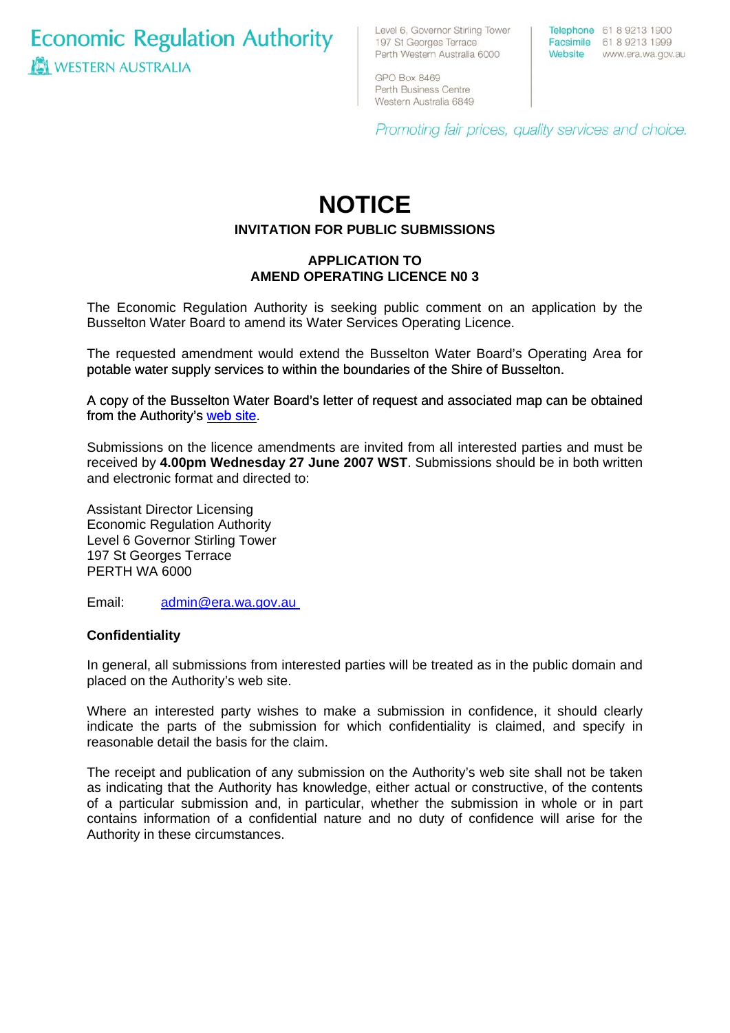Economic Regulation Authority
WESTERN AUSTRALIA

Level 6, Governor Stirling Tower
197 St Georges Terrace
Perth Western Australia 6000

GPO Box 8469
Perth Business Centre
Western Australia 6849

Telephone 61 8 9213 1900
Facsimile 61 8 9213 1999
Website www.era.wa.gov.au

*Promoting fair prices, quality services and choice.*

# NOTICE

## INVITATION FOR PUBLIC SUBMISSIONS

### APPLICATION TO AMEND OPERATING LICENCE N0 3

The Economic Regulation Authority is seeking public comment on an application by the Busselton Water Board to amend its Water Services Operating Licence.

The requested amendment would extend the Busselton Water Board's Operating Area for potable water supply services to within the boundaries of the Shire of Busselton.

A copy of the Busselton Water Board's letter of request and associated map can be obtained from the Authority's web site.

Submissions on the licence amendments are invited from all interested parties and must be received by **4.00pm Wednesday 27 June 2007 WST**. Submissions should be in both written and electronic format and directed to:

Assistant Director Licensing
Economic Regulation Authority
Level 6 Governor Stirling Tower
197 St Georges Terrace
PERTH WA 6000

Email: admin@era.wa.gov.au

**Confidentiality**

In general, all submissions from interested parties will be treated as in the public domain and placed on the Authority's web site.

Where an interested party wishes to make a submission in confidence, it should clearly indicate the parts of the submission for which confidentiality is claimed, and specify in reasonable detail the basis for the claim.

The receipt and publication of any submission on the Authority's web site shall not be taken as indicating that the Authority has knowledge, either actual or constructive, of the contents of a particular submission and, in particular, whether the submission in whole or in part contains information of a confidential nature and no duty of confidence will arise for the Authority in these circumstances.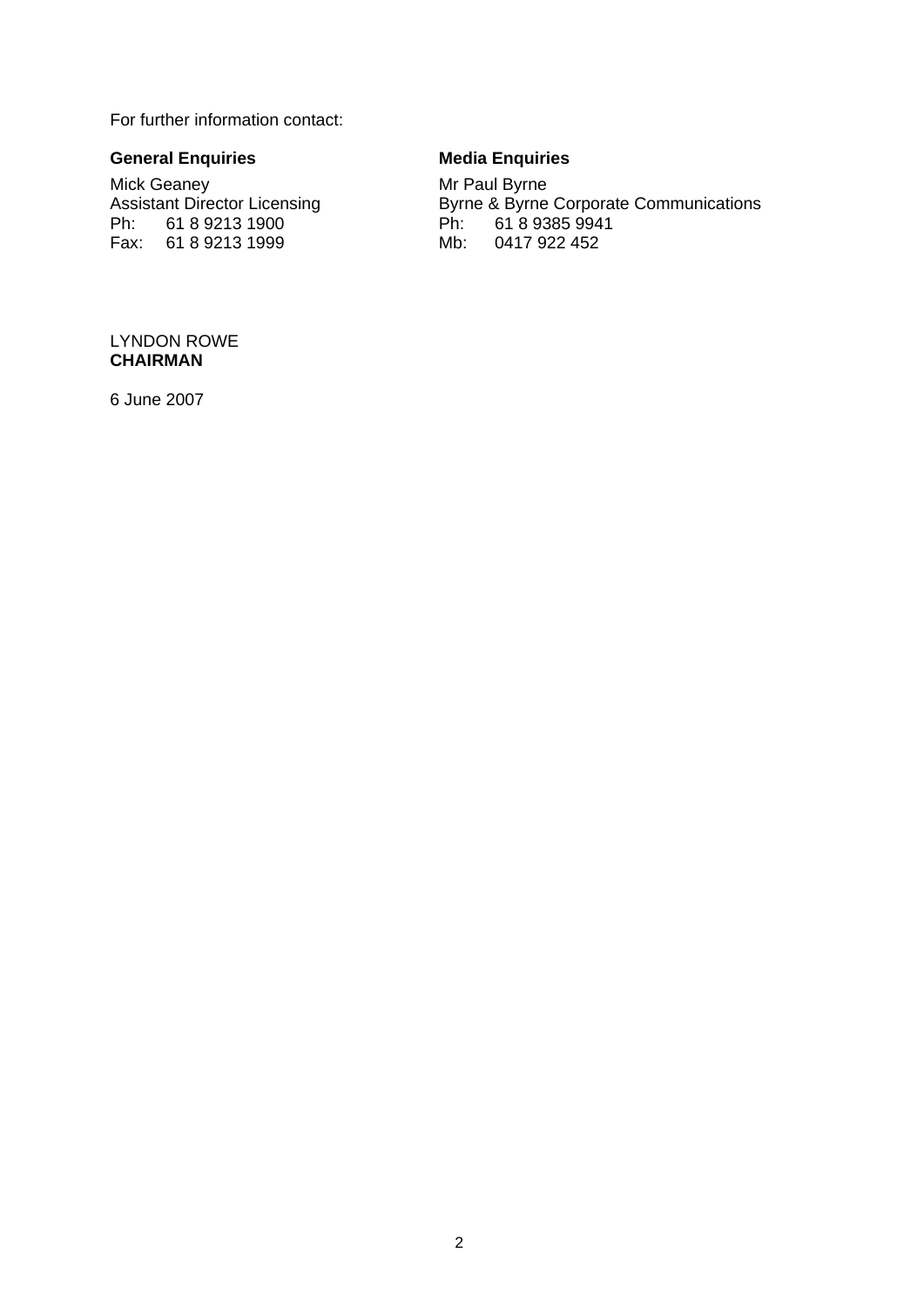For further information contact:

**General Enquiries**

Mick Geaney
Assistant Director Licensing
Ph: 61 8 9213 1900
Fax: 61 8 9213 1999

**Media Enquiries**

Mr Paul Byrne
Byrne & Byrne Corporate Communications
Ph: 61 8 9385 9941
Mb: 0417 922 452

LYNDON ROWE
**CHAIRMAN**

6 June 2007